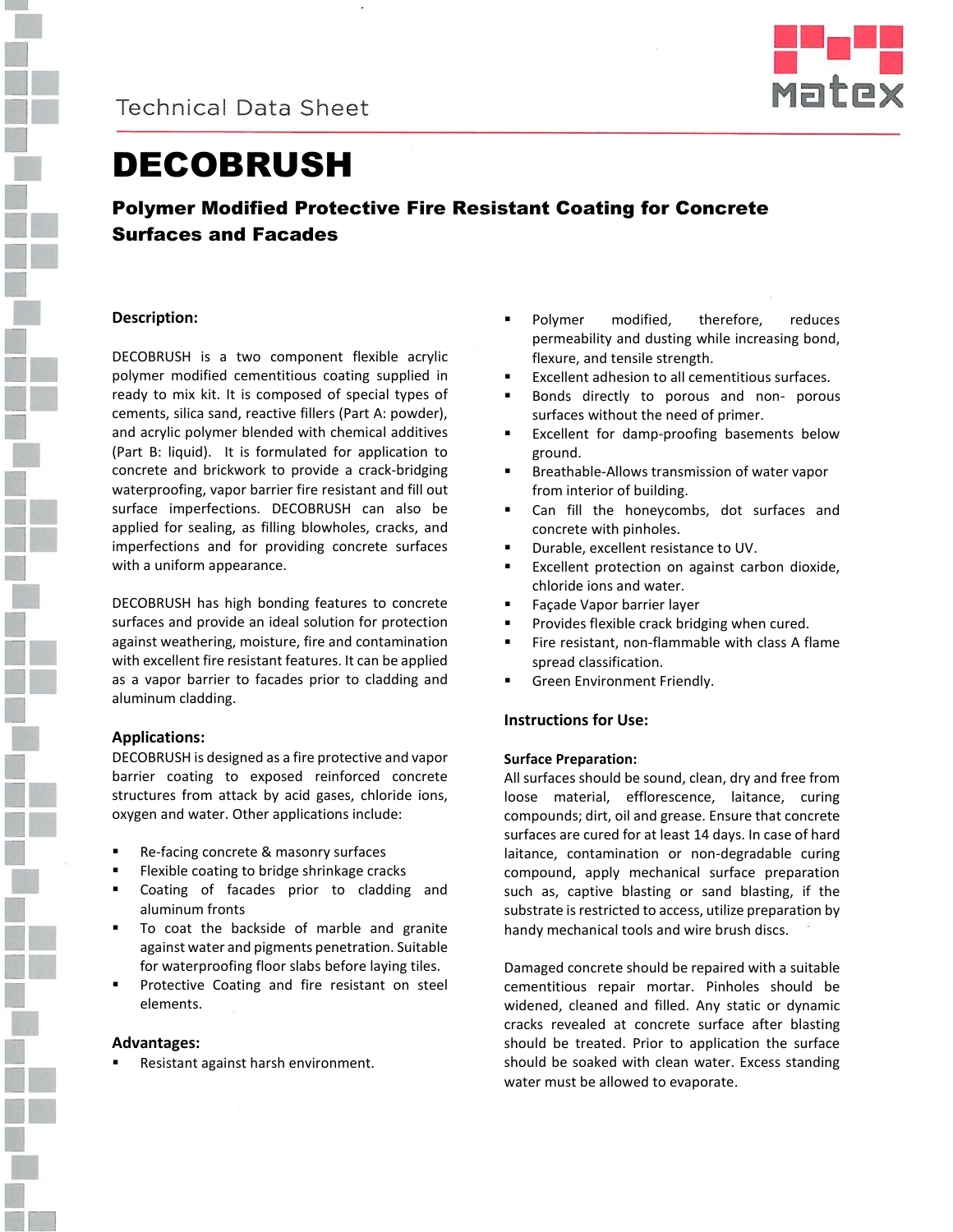Technical Data Sheet

# DECOBRUSH

## Polymer Modified Protective Fire Resistant Coating for Concrete Surfaces and Facades

### Description:

DECOBRUSH is a two component flexible acrylic polymer modified cementitious coating supplied in ready to mix kit. It is composed of special types of cements, silica sand, reactive fillers (Part A: powder), and acrylic polymer blended with chemical additives (Part B: liquid). It is formulated for application to concrete and brickwork to provide a crack-bridging waterproofing, vapor barrier fire resistant and fill out surface imperfections. DECOBRUSH can also be applied for sealing, as filling blowholes, cracks, and imperfections and for providing concrete surfaces with a uniform appearance.

DECOBRUSH has high bonding features to concrete surfaces and provide an ideal solution for protection against weathering, moisture, fire and contamination with excellent fire resistant features. It can be applied as a vapor barrier to facades prior to cladding and aluminum cladding.

### Applications:

DECOBRUSH is designed as a fire protective and vapor barrier coating to exposed reinforced concrete structures from attack by acid gases, chloride ions, oxygen and water. Other applications include:

- Re-facing concrete & masonry surfaces
- Flexible coating to bridge shrinkage cracks
- Coating of facades prior to cladding and aluminum fronts
- To coat the backside of marble and granite against water and pigments penetration. Suitable for waterproofing floor slabs before laying tiles.
- Protective Coating and fire resistant on steel elements.

### Advantages:

- Resistant against harsh environment.
- Polymer modified, therefore, reduces permeability and dusting while increasing bond, flexure, and tensile strength.
- Excellent adhesion to all cementitious surfaces.
- Bonds directly to porous and non- porous surfaces without the need of primer.
- Excellent for damp-proofing basements below ground.
- Breathable-Allows transmission of water vapor from interior of building.
- Can fill the honeycombs, dot surfaces and concrete with pinholes.
- Durable, excellent resistance to UV.
- Excellent protection on against carbon dioxide, chloride ions and water.
- Façade Vapor barrier layer
- Provides flexible crack bridging when cured.
- Fire resistant, non-flammable with class A flame spread classification.
- Green Environment Friendly.

### Instructions for Use:

#### Surface Preparation:

All surfaces should be sound, clean, dry and free from loose material, efflorescence, laitance, curing compounds; dirt, oil and grease. Ensure that concrete surfaces are cured for at least 14 days. In case of hard laitance, contamination or non-degradable curing compound, apply mechanical surface preparation such as, captive blasting or sand blasting, if the substrate is restricted to access, utilize preparation by handy mechanical tools and wire brush discs.

Damaged concrete should be repaired with a suitable cementitious repair mortar. Pinholes should be widened, cleaned and filled. Any static or dynamic cracks revealed at concrete surface after blasting should be treated. Prior to application the surface should be soaked with clean water. Excess standing water must be allowed to evaporate.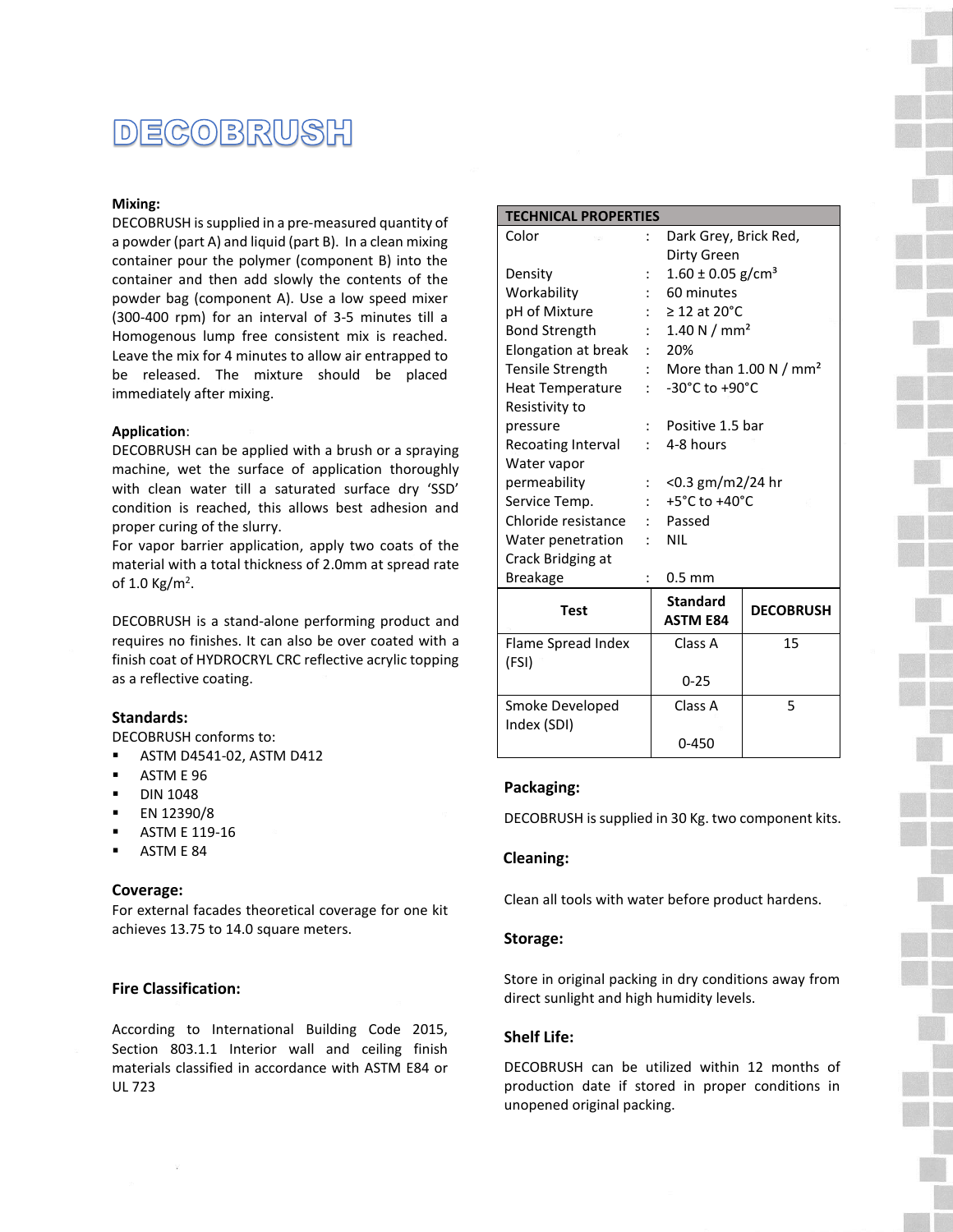# DECOBRUSH

**Mixing:**

DECOBRUSH is supplied in a pre-measured quantity of a powder (part A) and liquid (part B). In a clean mixing container pour the polymer (component B) into the container and then add slowly the contents of the powder bag (component A). Use a low speed mixer (300-400 rpm) for an interval of 3-5 minutes till a Homogenous lump free consistent mix is reached. Leave the mix for 4 minutes to allow air entrapped to be released. The mixture should be placed immediately after mixing.

**Application**:

DECOBRUSH can be applied with a brush or a spraying machine, wet the surface of application thoroughly with clean water till a saturated surface dry 'SSD' condition is reached, this allows best adhesion and proper curing of the slurry.

For vapor barrier application, apply two coats of the material with a total thickness of 2.0mm at spread rate of 1.0 Kg/m$^2$.

DECOBRUSH is a stand-alone performing product and requires no finishes. It can also be over coated with a finish coat of HYDROCRYL CRC reflective acrylic topping as a reflective coating.

**Standards:**

DECOBRUSH conforms to:

- ASTM D4541-02, ASTM D412
- ASTM E 96
- DIN 1048
- EN 12390/8
- ASTM E 119-16
- ASTM E 84

**Coverage:**

For external facades theoretical coverage for one kit achieves 13.75 to 14.0 square meters.

**Fire Classification:**

According to International Building Code 2015, Section 803.1.1 Interior wall and ceiling finish materials classified in accordance with ASTM E84 or UL 723

| TECHNICAL PROPERTIES | | |
|---|---|---|
| Color | : | Dark Grey, Brick Red, Dirty Green |
| Density | : | 1.60 ± 0.05 g/cm$^3$ |
| Workability | : | 60 minutes |
| pH of Mixture | : | ≥ 12 at 20°C |
| Bond Strength | : | 1.40 N / mm$^2$ |
| Elongation at break | : | 20% |
| Tensile Strength | : | More than 1.00 N / mm$^2$ |
| Heat Temperature | : | -30°C to +90°C |
| Resistivity to pressure | : | Positive 1.5 bar |
| Recoating Interval | : | 4-8 hours |
| Water vapor permeability | : | <0.3 gm/m2/24 hr |
| Service Temp. | : | +5°C to +40°C |
| Chloride resistance | : | Passed |
| Water penetration | : | NIL |
| Crack Bridging at Breakage | : | 0.5 mm |

| Test | Standard ASTM E84 | DECOBRUSH |
|---|---|---|
| Flame Spread Index (FSI) | Class A 0-25 | 15 |
| Smoke Developed Index (SDI) | Class A 0-450 | 5 |

**Packaging:**

DECOBRUSH is supplied in 30 Kg. two component kits.

**Cleaning:**

Clean all tools with water before product hardens.

**Storage:**

Store in original packing in dry conditions away from direct sunlight and high humidity levels.

**Shelf Life:**

DECOBRUSH can be utilized within 12 months of production date if stored in proper conditions in unopened original packing.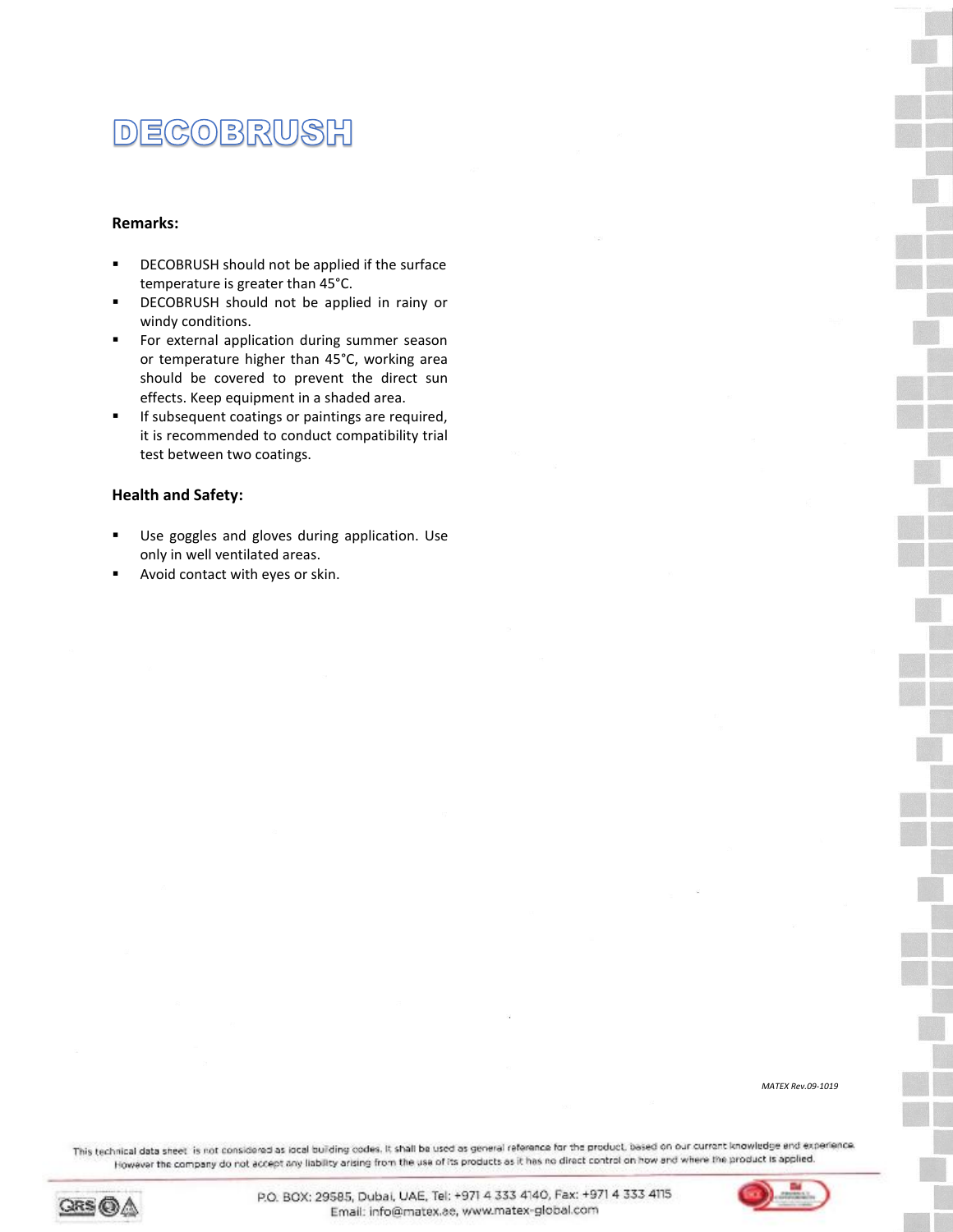# DECOBRUSH

**Remarks:**

- DECOBRUSH should not be applied if the surface temperature is greater than 45°C.
- DECOBRUSH should not be applied in rainy or windy conditions.
- For external application during summer season or temperature higher than 45°C, working area should be covered to prevent the direct sun effects. Keep equipment in a shaded area.
- If subsequent coatings or paintings are required, it is recommended to conduct compatibility trial test between two coatings.

**Health and Safety:**

- Use goggles and gloves during application. Use only in well ventilated areas.
- Avoid contact with eyes or skin.

*MATEX Rev.09-1019*

This technical data sheet is not considered as local building codes. It shall be used as general reference for the product, based on our current knowledge and experience. However the company do not accept any liability arising from the use of its products as it has no direct control on how and where the product is applied.

P.O. BOX: 29585, Dubai, UAE, Tel: +971 4 333 4140, Fax: +971 4 333 4115
Email: info@matex.ae, www.matex-global.com